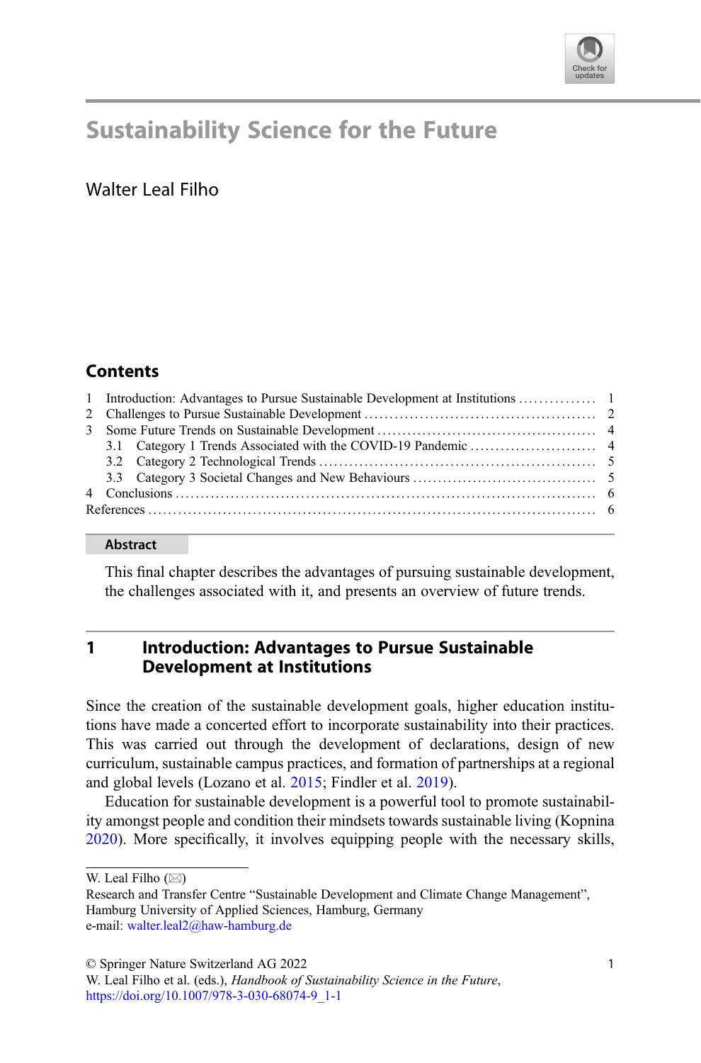# Sustainability Science for the Future

Walter Leal Filho

## Contents

1 Introduction: Advantages to Pursue Sustainable Development at Institutions .............. 1
2 Challenges to Pursue Sustainable Development .............................................. 2
3 Some Future Trends on Sustainable Development ........................................... 4
  3.1 Category 1 Trends Associated with the COVID-19 Pandemic ......................... 4
  3.2 Category 2 Technological Trends ...................................................... 5
  3.3 Category 3 Societal Changes and New Behaviours .................................... 5
4 Conclusions ................................................................................... 6
References ...................................................................................... 6

**Abstract**

This final chapter describes the advantages of pursuing sustainable development, the challenges associated with it, and presents an overview of future trends.

## 1 Introduction: Advantages to Pursue Sustainable Development at Institutions

Since the creation of the sustainable development goals, higher education institutions have made a concerted effort to incorporate sustainability into their practices. This was carried out through the development of declarations, design of new curriculum, sustainable campus practices, and formation of partnerships at a regional and global levels (Lozano et al. 2015; Findler et al. 2019).

Education for sustainable development is a powerful tool to promote sustainability amongst people and condition their mindsets towards sustainable living (Kopnina 2020). More specifically, it involves equipping people with the necessary skills,

---

W. Leal Filho (✉)
Research and Transfer Centre "Sustainable Development and Climate Change Management", Hamburg University of Applied Sciences, Hamburg, Germany
e-mail: walter.leal2@haw-hamburg.de

© Springer Nature Switzerland AG 2022
W. Leal Filho et al. (eds.), *Handbook of Sustainability Science in the Future*,
https://doi.org/10.1007/978-3-030-68074-9_1-1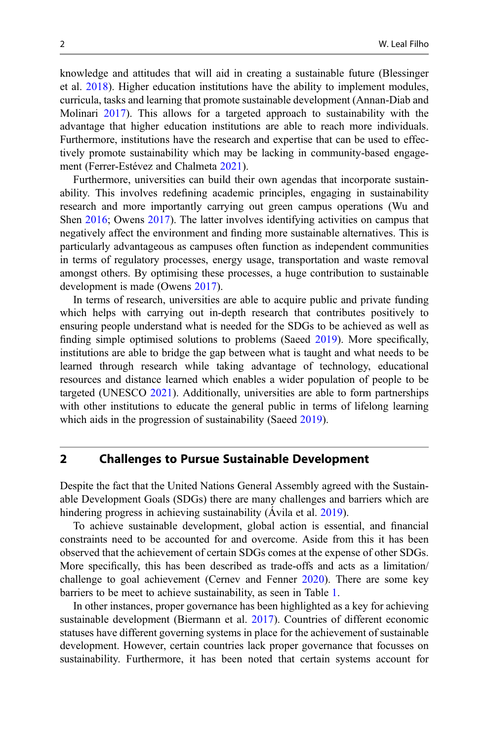knowledge and attitudes that will aid in creating a sustainable future (Blessinger et al. 2018). Higher education institutions have the ability to implement modules, curricula, tasks and learning that promote sustainable development (Annan-Diab and Molinari 2017). This allows for a targeted approach to sustainability with the advantage that higher education institutions are able to reach more individuals. Furthermore, institutions have the research and expertise that can be used to effectively promote sustainability which may be lacking in community-based engagement (Ferrer-Estévez and Chalmeta 2021).

Furthermore, universities can build their own agendas that incorporate sustainability. This involves redefining academic principles, engaging in sustainability research and more importantly carrying out green campus operations (Wu and Shen 2016; Owens 2017). The latter involves identifying activities on campus that negatively affect the environment and finding more sustainable alternatives. This is particularly advantageous as campuses often function as independent communities in terms of regulatory processes, energy usage, transportation and waste removal amongst others. By optimising these processes, a huge contribution to sustainable development is made (Owens 2017).

In terms of research, universities are able to acquire public and private funding which helps with carrying out in-depth research that contributes positively to ensuring people understand what is needed for the SDGs to be achieved as well as finding simple optimised solutions to problems (Saeed 2019). More specifically, institutions are able to bridge the gap between what is taught and what needs to be learned through research while taking advantage of technology, educational resources and distance learned which enables a wider population of people to be targeted (UNESCO 2021). Additionally, universities are able to form partnerships with other institutions to educate the general public in terms of lifelong learning which aids in the progression of sustainability (Saeed 2019).

## 2 Challenges to Pursue Sustainable Development

Despite the fact that the United Nations General Assembly agreed with the Sustainable Development Goals (SDGs) there are many challenges and barriers which are hindering progress in achieving sustainability (Ávila et al. 2019).

To achieve sustainable development, global action is essential, and financial constraints need to be accounted for and overcome. Aside from this it has been observed that the achievement of certain SDGs comes at the expense of other SDGs. More specifically, this has been described as trade-offs and acts as a limitation/challenge to goal achievement (Cernev and Fenner 2020). There are some key barriers to be meet to achieve sustainability, as seen in Table 1.

In other instances, proper governance has been highlighted as a key for achieving sustainable development (Biermann et al. 2017). Countries of different economic statuses have different governing systems in place for the achievement of sustainable development. However, certain countries lack proper governance that focusses on sustainability. Furthermore, it has been noted that certain systems account for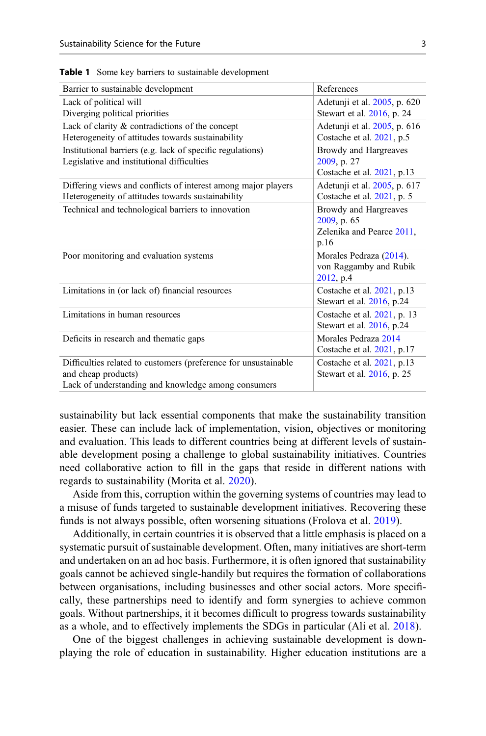**Table 1** Some key barriers to sustainable development

| Barrier to sustainable development | References |
|---|---|
| Lack of political will<br>Diverging political priorities | Adetunji et al. 2005, p. 620<br>Stewart et al. 2016, p. 24 |
| Lack of clarity & contradictions of the concept<br>Heterogeneity of attitudes towards sustainability | Adetunji et al. 2005, p. 616<br>Costache et al. 2021, p.5 |
| Institutional barriers (e.g. lack of specific regulations)<br>Legislative and institutional difficulties | Browdy and Hargreaves 2009, p. 27<br>Costache et al. 2021, p.13 |
| Differing views and conflicts of interest among major players<br>Heterogeneity of attitudes towards sustainability | Adetunji et al. 2005, p. 617<br>Costache et al. 2021, p. 5 |
| Technical and technological barriers to innovation | Browdy and Hargreaves 2009, p. 65<br>Zelenika and Pearce 2011, p.16 |
| Poor monitoring and evaluation systems | Morales Pedraza (2014).<br>von Raggamby and Rubik 2012, p.4 |
| Limitations in (or lack of) financial resources | Costache et al. 2021, p.13<br>Stewart et al. 2016, p.24 |
| Limitations in human resources | Costache et al. 2021, p. 13<br>Stewart et al. 2016, p.24 |
| Deficits in research and thematic gaps | Morales Pedraza 2014<br>Costache et al. 2021, p.17 |
| Difficulties related to customers (preference for unsustainable and cheap products)<br>Lack of understanding and knowledge among consumers | Costache et al. 2021, p.13<br>Stewart et al. 2016, p. 25 |

sustainability but lack essential components that make the sustainability transition easier. These can include lack of implementation, vision, objectives or monitoring and evaluation. This leads to different countries being at different levels of sustainable development posing a challenge to global sustainability initiatives. Countries need collaborative action to fill in the gaps that reside in different nations with regards to sustainability (Morita et al. 2020).

Aside from this, corruption within the governing systems of countries may lead to a misuse of funds targeted to sustainable development initiatives. Recovering these funds is not always possible, often worsening situations (Frolova et al. 2019).

Additionally, in certain countries it is observed that a little emphasis is placed on a systematic pursuit of sustainable development. Often, many initiatives are short-term and undertaken on an ad hoc basis. Furthermore, it is often ignored that sustainability goals cannot be achieved single-handily but requires the formation of collaborations between organisations, including businesses and other social actors. More specifically, these partnerships need to identify and form synergies to achieve common goals. Without partnerships, it it becomes difficult to progress towards sustainability as a whole, and to effectively implements the SDGs in particular (Ali et al. 2018).

One of the biggest challenges in achieving sustainable development is downplaying the role of education in sustainability. Higher education institutions are a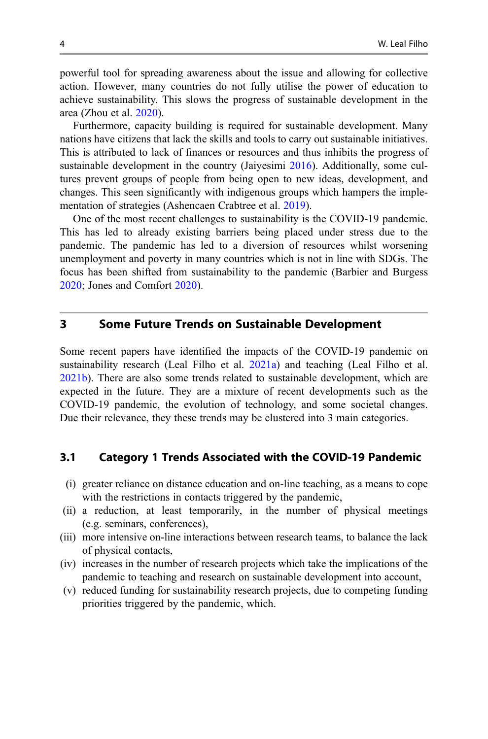powerful tool for spreading awareness about the issue and allowing for collective action. However, many countries do not fully utilise the power of education to achieve sustainability. This slows the progress of sustainable development in the area (Zhou et al. 2020).

Furthermore, capacity building is required for sustainable development. Many nations have citizens that lack the skills and tools to carry out sustainable initiatives. This is attributed to lack of finances or resources and thus inhibits the progress of sustainable development in the country (Jaiyesimi 2016). Additionally, some cultures prevent groups of people from being open to new ideas, development, and changes. This seen significantly with indigenous groups which hampers the implementation of strategies (Ashencaen Crabtree et al. 2019).

One of the most recent challenges to sustainability is the COVID-19 pandemic. This has led to already existing barriers being placed under stress due to the pandemic. The pandemic has led to a diversion of resources whilst worsening unemployment and poverty in many countries which is not in line with SDGs. The focus has been shifted from sustainability to the pandemic (Barbier and Burgess 2020; Jones and Comfort 2020).

## 3 Some Future Trends on Sustainable Development

Some recent papers have identified the impacts of the COVID-19 pandemic on sustainability research (Leal Filho et al. 2021a) and teaching (Leal Filho et al. 2021b). There are also some trends related to sustainable development, which are expected in the future. They are a mixture of recent developments such as the COVID-19 pandemic, the evolution of technology, and some societal changes. Due their relevance, they these trends may be clustered into 3 main categories.

### 3.1 Category 1 Trends Associated with the COVID-19 Pandemic

(i) greater reliance on distance education and on-line teaching, as a means to cope with the restrictions in contacts triggered by the pandemic,

(ii) a reduction, at least temporarily, in the number of physical meetings (e.g. seminars, conferences),

(iii) more intensive on-line interactions between research teams, to balance the lack of physical contacts,

(iv) increases in the number of research projects which take the implications of the pandemic to teaching and research on sustainable development into account,

(v) reduced funding for sustainability research projects, due to competing funding priorities triggered by the pandemic, which.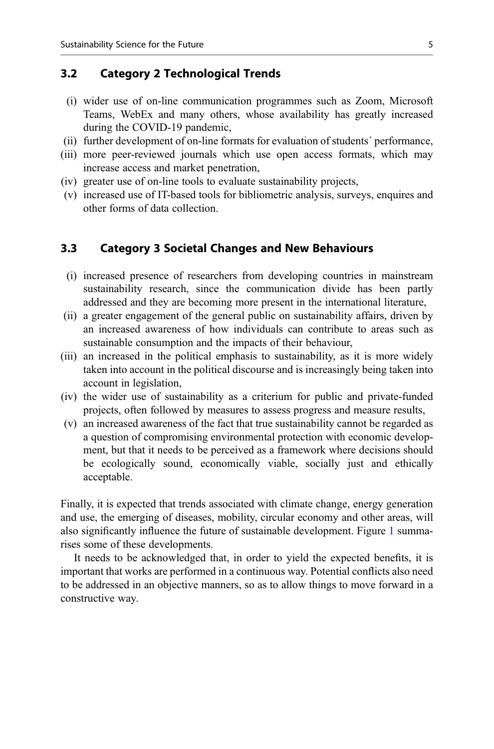### 3.2 Category 2 Technological Trends

(i) wider use of on-line communication programmes such as Zoom, Microsoft Teams, WebEx and many others, whose availability has greatly increased during the COVID-19 pandemic,
(ii) further development of on-line formats for evaluation of students´ performance,
(iii) more peer-reviewed journals which use open access formats, which may increase access and market penetration,
(iv) greater use of on-line tools to evaluate sustainability projects,
(v) increased use of IT-based tools for bibliometric analysis, surveys, enquires and other forms of data collection.

### 3.3 Category 3 Societal Changes and New Behaviours

(i) increased presence of researchers from developing countries in mainstream sustainability research, since the communication divide has been partly addressed and they are becoming more present in the international literature,
(ii) a greater engagement of the general public on sustainability affairs, driven by an increased awareness of how individuals can contribute to areas such as sustainable consumption and the impacts of their behaviour,
(iii) an increased in the political emphasis to sustainability, as it is more widely taken into account in the political discourse and is increasingly being taken into account in legislation,
(iv) the wider use of sustainability as a criterium for public and private-funded projects, often followed by measures to assess progress and measure results,
(v) an increased awareness of the fact that true sustainability cannot be regarded as a question of compromising environmental protection with economic development, but that it needs to be perceived as a framework where decisions should be ecologically sound, economically viable, socially just and ethically acceptable.

Finally, it is expected that trends associated with climate change, energy generation and use, the emerging of diseases, mobility, circular economy and other areas, will also significantly influence the future of sustainable development. Figure 1 summarises some of these developments.

It needs to be acknowledged that, in order to yield the expected benefits, it is important that works are performed in a continuous way. Potential conflicts also need to be addressed in an objective manners, so as to allow things to move forward in a constructive way.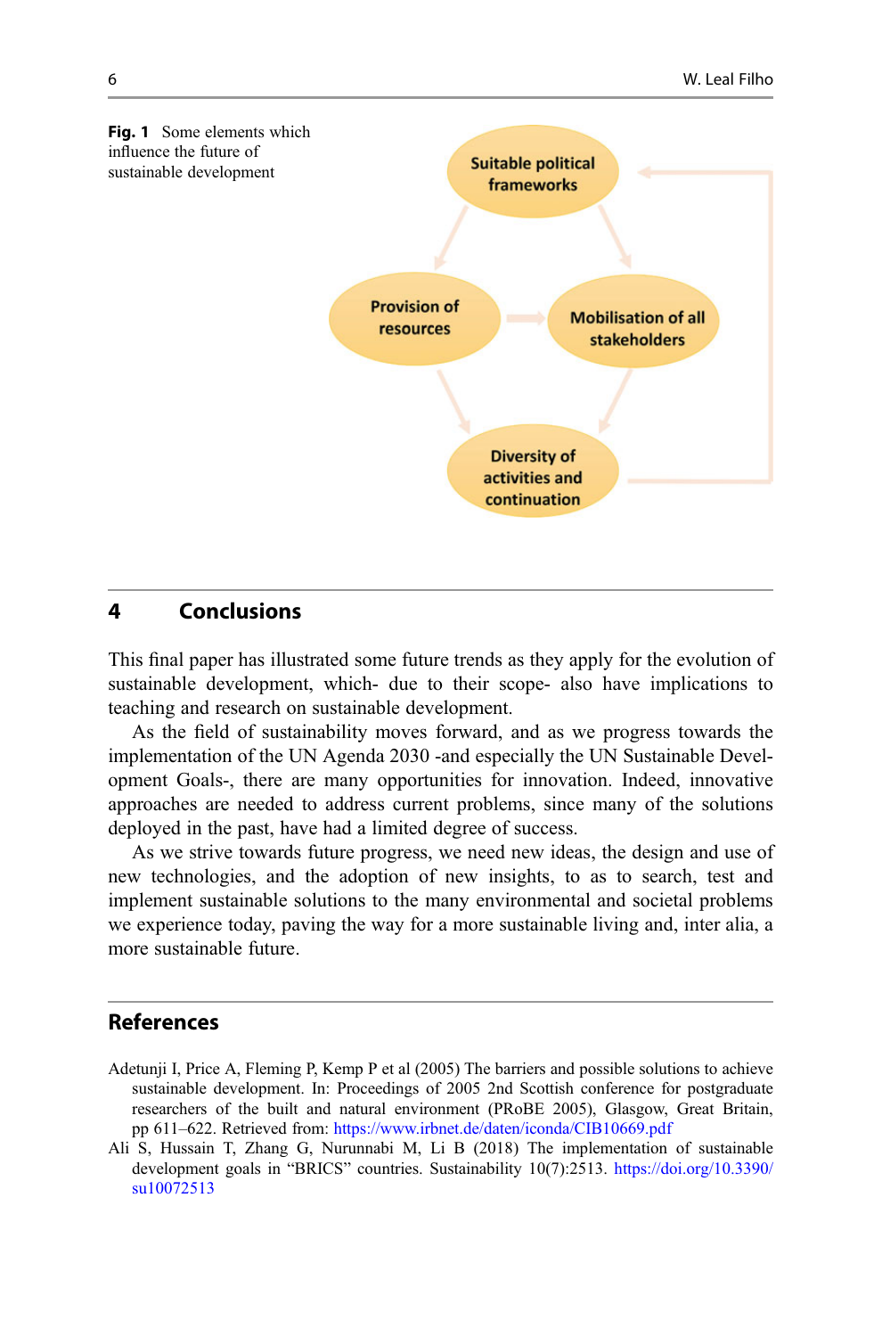**Fig. 1** Some elements which influence the future of sustainable development

Suitable political frameworks

Provision of resources

Mobilisation of all stakeholders

Diversity of activities and continuation

## 4 Conclusions

This final paper has illustrated some future trends as they apply for the evolution of sustainable development, which- due to their scope- also have implications to teaching and research on sustainable development.

As the field of sustainability moves forward, and as we progress towards the implementation of the UN Agenda 2030 -and especially the UN Sustainable Development Goals-, there are many opportunities for innovation. Indeed, innovative approaches are needed to address current problems, since many of the solutions deployed in the past, have had a limited degree of success.

As we strive towards future progress, we need new ideas, the design and use of new technologies, and the adoption of new insights, to as to search, test and implement sustainable solutions to the many environmental and societal problems we experience today, paving the way for a more sustainable living and, inter alia, a more sustainable future.

## References

Adetunji I, Price A, Fleming P, Kemp P et al (2005) The barriers and possible solutions to achieve sustainable development. In: Proceedings of 2005 2nd Scottish conference for postgraduate researchers of the built and natural environment (PRoBE 2005), Glasgow, Great Britain, pp 611–622. Retrieved from: https://www.irbnet.de/daten/iconda/CIB10669.pdf

Ali S, Hussain T, Zhang G, Nurunnabi M, Li B (2018) The implementation of sustainable development goals in "BRICS" countries. Sustainability 10(7):2513. https://doi.org/10.3390/su10072513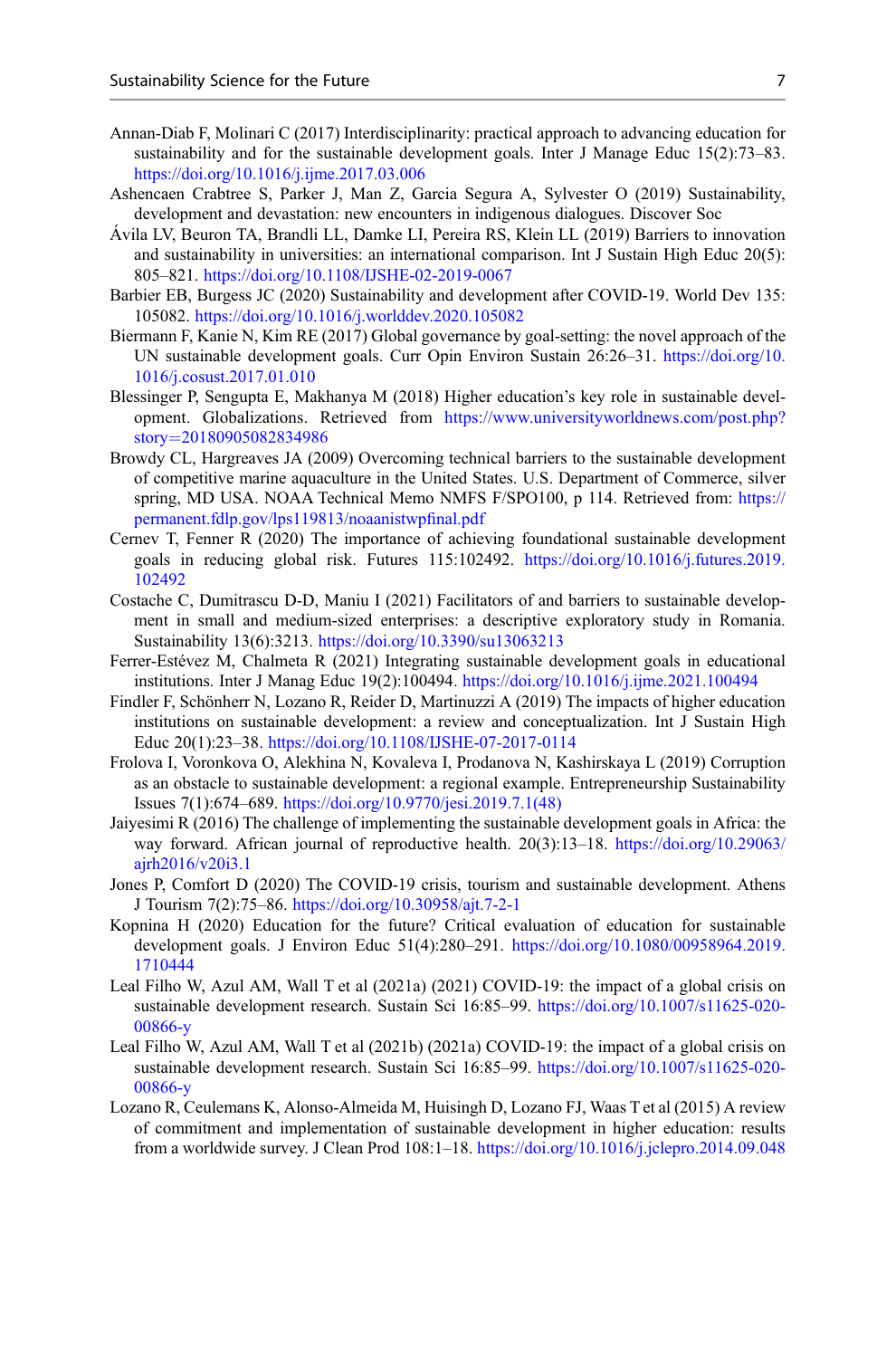Annan-Diab F, Molinari C (2017) Interdisciplinarity: practical approach to advancing education for sustainability and for the sustainable development goals. Inter J Manage Educ 15(2):73–83. https://doi.org/10.1016/j.ijme.2017.03.006

Ashencaen Crabtree S, Parker J, Man Z, Garcia Segura A, Sylvester O (2019) Sustainability, development and devastation: new encounters in indigenous dialogues. Discover Soc

Ávila LV, Beuron TA, Brandli LL, Damke LI, Pereira RS, Klein LL (2019) Barriers to innovation and sustainability in universities: an international comparison. Int J Sustain High Educ 20(5): 805–821. https://doi.org/10.1108/IJSHE-02-2019-0067

Barbier EB, Burgess JC (2020) Sustainability and development after COVID-19. World Dev 135: 105082. https://doi.org/10.1016/j.worlddev.2020.105082

Biermann F, Kanie N, Kim RE (2017) Global governance by goal-setting: the novel approach of the UN sustainable development goals. Curr Opin Environ Sustain 26:26–31. https://doi.org/10.1016/j.cosust.2017.01.010

Blessinger P, Sengupta E, Makhanya M (2018) Higher education's key role in sustainable development. Globalizations. Retrieved from https://www.universityworldnews.com/post.php?story=20180905082834986

Browdy CL, Hargreaves JA (2009) Overcoming technical barriers to the sustainable development of competitive marine aquaculture in the United States. U.S. Department of Commerce, silver spring, MD USA. NOAA Technical Memo NMFS F/SPO100, p 114. Retrieved from: https://permanent.fdlp.gov/lps119813/noaanistwpfinal.pdf

Cernev T, Fenner R (2020) The importance of achieving foundational sustainable development goals in reducing global risk. Futures 115:102492. https://doi.org/10.1016/j.futures.2019.102492

Costache C, Dumitrascu D-D, Maniu I (2021) Facilitators of and barriers to sustainable development in small and medium-sized enterprises: a descriptive exploratory study in Romania. Sustainability 13(6):3213. https://doi.org/10.3390/su13063213

Ferrer-Estévez M, Chalmeta R (2021) Integrating sustainable development goals in educational institutions. Inter J Manag Educ 19(2):100494. https://doi.org/10.1016/j.ijme.2021.100494

Findler F, Schönherr N, Lozano R, Reider D, Martinuzzi A (2019) The impacts of higher education institutions on sustainable development: a review and conceptualization. Int J Sustain High Educ 20(1):23–38. https://doi.org/10.1108/IJSHE-07-2017-0114

Frolova I, Voronkova O, Alekhina N, Kovaleva I, Prodanova N, Kashirskaya L (2019) Corruption as an obstacle to sustainable development: a regional example. Entrepreneurship Sustainability Issues 7(1):674–689. https://doi.org/10.9770/jesi.2019.7.1(48)

Jaiyesimi R (2016) The challenge of implementing the sustainable development goals in Africa: the way forward. African journal of reproductive health. 20(3):13–18. https://doi.org/10.29063/ajrh2016/v20i3.1

Jones P, Comfort D (2020) The COVID-19 crisis, tourism and sustainable development. Athens J Tourism 7(2):75–86. https://doi.org/10.30958/ajt.7-2-1

Kopnina H (2020) Education for the future? Critical evaluation of education for sustainable development goals. J Environ Educ 51(4):280–291. https://doi.org/10.1080/00958964.2019.1710444

Leal Filho W, Azul AM, Wall T et al (2021a) (2021) COVID-19: the impact of a global crisis on sustainable development research. Sustain Sci 16:85–99. https://doi.org/10.1007/s11625-020-00866-y

Leal Filho W, Azul AM, Wall T et al (2021b) (2021a) COVID-19: the impact of a global crisis on sustainable development research. Sustain Sci 16:85–99. https://doi.org/10.1007/s11625-020-00866-y

Lozano R, Ceulemans K, Alonso-Almeida M, Huisingh D, Lozano FJ, Waas T et al (2015) A review of commitment and implementation of sustainable development in higher education: results from a worldwide survey. J Clean Prod 108:1–18. https://doi.org/10.1016/j.jclepro.2014.09.048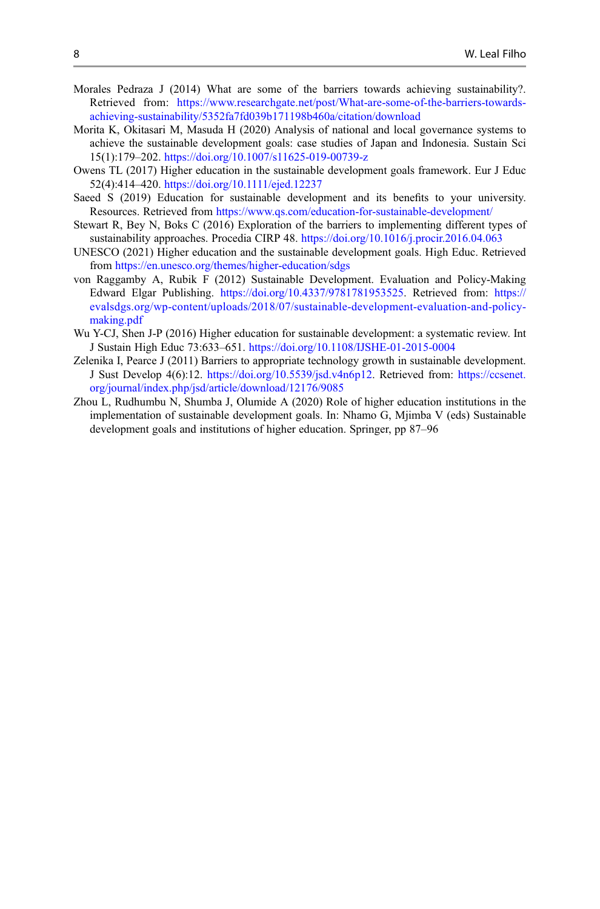Morales Pedraza J (2014) What are some of the barriers towards achieving sustainability?. Retrieved from: https://www.researchgate.net/post/What-are-some-of-the-barriers-towards-achieving-sustainability/5352fa7fd039b171198b460a/citation/download

Morita K, Okitasari M, Masuda H (2020) Analysis of national and local governance systems to achieve the sustainable development goals: case studies of Japan and Indonesia. Sustain Sci 15(1):179–202. https://doi.org/10.1007/s11625-019-00739-z

Owens TL (2017) Higher education in the sustainable development goals framework. Eur J Educ 52(4):414–420. https://doi.org/10.1111/ejed.12237

Saeed S (2019) Education for sustainable development and its benefits to your university. Resources. Retrieved from https://www.qs.com/education-for-sustainable-development/

Stewart R, Bey N, Boks C (2016) Exploration of the barriers to implementing different types of sustainability approaches. Procedia CIRP 48. https://doi.org/10.1016/j.procir.2016.04.063

UNESCO (2021) Higher education and the sustainable development goals. High Educ. Retrieved from https://en.unesco.org/themes/higher-education/sdgs

von Raggamby A, Rubik F (2012) Sustainable Development. Evaluation and Policy-Making Edward Elgar Publishing. https://doi.org/10.4337/9781781953525. Retrieved from: https://evalsdgs.org/wp-content/uploads/2018/07/sustainable-development-evaluation-and-policy-making.pdf

Wu Y-CJ, Shen J-P (2016) Higher education for sustainable development: a systematic review. Int J Sustain High Educ 73:633–651. https://doi.org/10.1108/IJSHE-01-2015-0004

Zelenika I, Pearce J (2011) Barriers to appropriate technology growth in sustainable development. J Sust Develop 4(6):12. https://doi.org/10.5539/jsd.v4n6p12. Retrieved from: https://ccsenet.org/journal/index.php/jsd/article/download/12176/9085

Zhou L, Rudhumbu N, Shumba J, Olumide A (2020) Role of higher education institutions in the implementation of sustainable development goals. In: Nhamo G, Mjimba V (eds) Sustainable development goals and institutions of higher education. Springer, pp 87–96